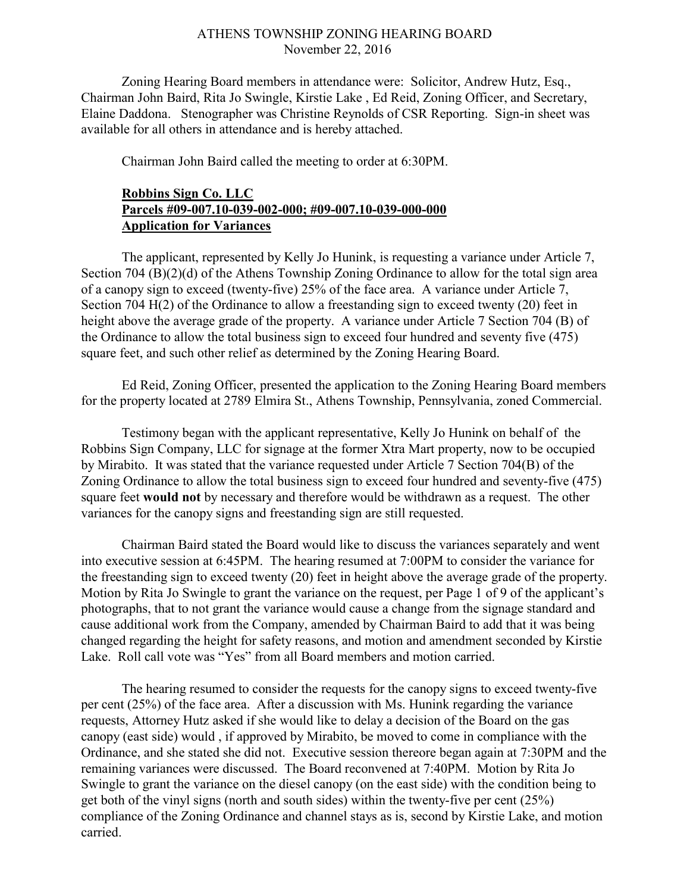# ATHENS TOWNSHIP ZONING HEARING BOARD
November 22, 2016

Zoning Hearing Board members in attendance were: Solicitor, Andrew Hutz, Esq., Chairman John Baird, Rita Jo Swingle, Kirstie Lake , Ed Reid, Zoning Officer, and Secretary, Elaine Daddona. Stenographer was Christine Reynolds of CSR Reporting. Sign-in sheet was available for all others in attendance and is hereby attached.

Chairman John Baird called the meeting to order at 6:30PM.

**Robbins Sign Co. LLC**
**Parcels #09-007.10-039-002-000; #09-007.10-039-000-000**
**Application for Variances**

The applicant, represented by Kelly Jo Hunink, is requesting a variance under Article 7, Section 704 (B)(2)(d) of the Athens Township Zoning Ordinance to allow for the total sign area of a canopy sign to exceed (twenty-five) 25% of the face area. A variance under Article 7, Section 704 H(2) of the Ordinance to allow a freestanding sign to exceed twenty (20) feet in height above the average grade of the property. A variance under Article 7 Section 704 (B) of the Ordinance to allow the total business sign to exceed four hundred and seventy five (475) square feet, and such other relief as determined by the Zoning Hearing Board.

Ed Reid, Zoning Officer, presented the application to the Zoning Hearing Board members for the property located at 2789 Elmira St., Athens Township, Pennsylvania, zoned Commercial.

Testimony began with the applicant representative, Kelly Jo Hunink on behalf of the Robbins Sign Company, LLC for signage at the former Xtra Mart property, now to be occupied by Mirabito. It was stated that the variance requested under Article 7 Section 704(B) of the Zoning Ordinance to allow the total business sign to exceed four hundred and seventy-five (475) square feet **would not** by necessary and therefore would be withdrawn as a request. The other variances for the canopy signs and freestanding sign are still requested.

Chairman Baird stated the Board would like to discuss the variances separately and went into executive session at 6:45PM. The hearing resumed at 7:00PM to consider the variance for the freestanding sign to exceed twenty (20) feet in height above the average grade of the property. Motion by Rita Jo Swingle to grant the variance on the request, per Page 1 of 9 of the applicant's photographs, that to not grant the variance would cause a change from the signage standard and cause additional work from the Company, amended by Chairman Baird to add that it was being changed regarding the height for safety reasons, and motion and amendment seconded by Kirstie Lake. Roll call vote was "Yes" from all Board members and motion carried.

The hearing resumed to consider the requests for the canopy signs to exceed twenty-five per cent (25%) of the face area. After a discussion with Ms. Hunink regarding the variance requests, Attorney Hutz asked if she would like to delay a decision of the Board on the gas canopy (east side) would , if approved by Mirabito, be moved to come in compliance with the Ordinance, and she stated she did not. Executive session thereore began again at 7:30PM and the remaining variances were discussed. The Board reconvened at 7:40PM. Motion by Rita Jo Swingle to grant the variance on the diesel canopy (on the east side) with the condition being to get both of the vinyl signs (north and south sides) within the twenty-five per cent (25%) compliance of the Zoning Ordinance and channel stays as is, second by Kirstie Lake, and motion carried.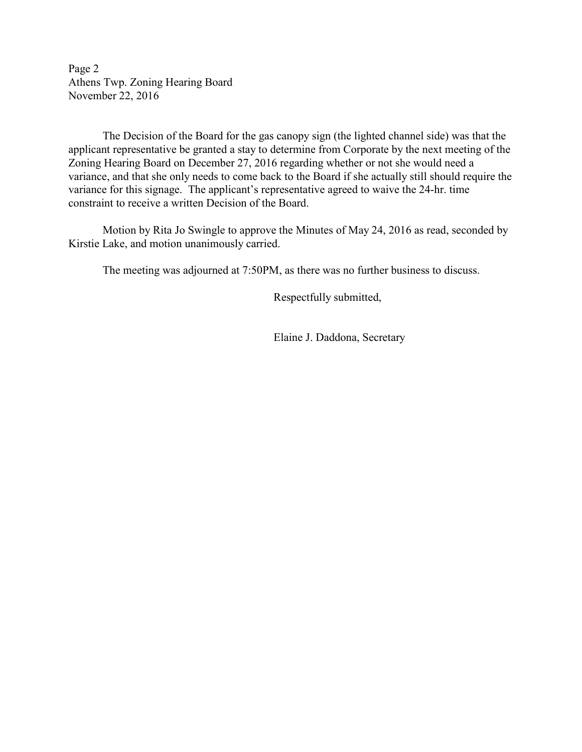The Decision of the Board for the gas canopy sign (the lighted channel side) was that the applicant representative be granted a stay to determine from Corporate by the next meeting of the Zoning Hearing Board on December 27, 2016 regarding whether or not she would need a variance, and that she only needs to come back to the Board if she actually still should require the variance for this signage. The applicant's representative agreed to waive the 24-hr. time constraint to receive a written Decision of the Board.

Motion by Rita Jo Swingle to approve the Minutes of May 24, 2016 as read, seconded by Kirstie Lake, and motion unanimously carried.

The meeting was adjourned at 7:50PM, as there was no further business to discuss.

Respectfully submitted,

Elaine J. Daddona, Secretary